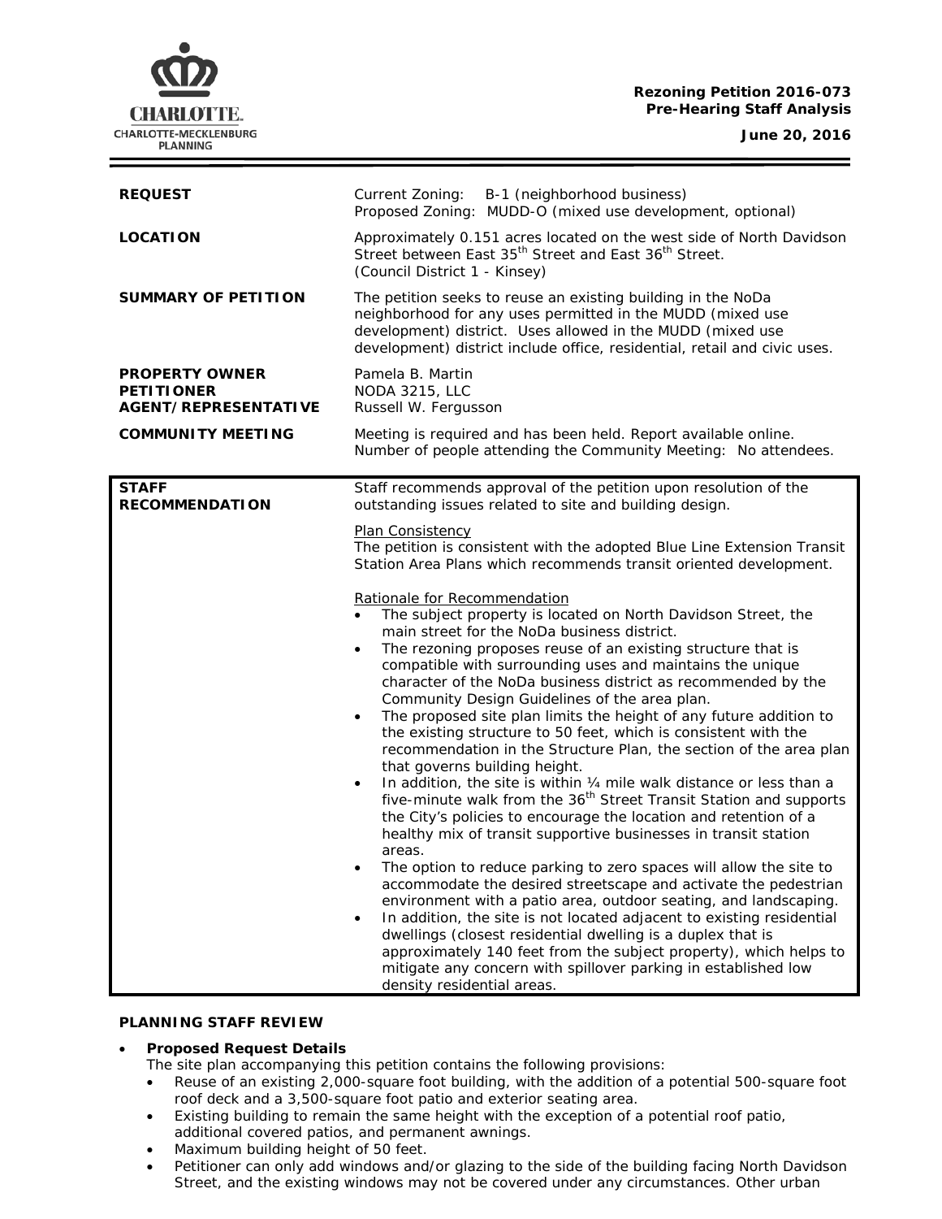**Rezoning Petition 2016-073**
**Pre-Hearing Staff Analysis**

**June 20, 2016**

| | |
|---|---|
| **REQUEST** | Current Zoning: B-1 (neighborhood business)<br>Proposed Zoning: MUDD-O (mixed use development, optional) |
| **LOCATION** | Approximately 0.151 acres located on the west side of North Davidson Street between East 35th Street and East 36th Street.<br>(Council District 1 - Kinsey) |
| **SUMMARY OF PETITION** | The petition seeks to reuse an existing building in the NoDa neighborhood for any uses permitted in the MUDD (mixed use development) district. Uses allowed in the MUDD (mixed use development) district include office, residential, retail and civic uses. |
| **PROPERTY OWNER**<br>**PETITIONER**<br>**AGENT/REPRESENTATIVE** | Pamela B. Martin<br>NODA 3215, LLC<br>Russell W. Fergusson |
| **COMMUNITY MEETING** | Meeting is required and has been held. Report available online.<br>Number of people attending the Community Meeting: No attendees. |

**STAFF RECOMMENDATION**

Staff recommends approval of the petition upon resolution of the outstanding issues related to site and building design.

Plan Consistency

The petition is consistent with the adopted Blue Line Extension Transit Station Area Plans which recommends transit oriented development.

Rationale for Recommendation

- The subject property is located on North Davidson Street, the main street for the NoDa business district.
- The rezoning proposes reuse of an existing structure that is compatible with surrounding uses and maintains the unique character of the NoDa business district as recommended by the Community Design Guidelines of the area plan.
- The proposed site plan limits the height of any future addition to the existing structure to 50 feet, which is consistent with the recommendation in the Structure Plan, the section of the area plan that governs building height.
- In addition, the site is within ¼ mile walk distance or less than a five-minute walk from the 36th Street Transit Station and supports the City's policies to encourage the location and retention of a healthy mix of transit supportive businesses in transit station areas.
- The option to reduce parking to zero spaces will allow the site to accommodate the desired streetscape and activate the pedestrian environment with a patio area, outdoor seating, and landscaping.
- In addition, the site is not located adjacent to existing residential dwellings (closest residential dwelling is a duplex that is approximately 140 feet from the subject property), which helps to mitigate any concern with spillover parking in established low density residential areas.

**PLANNING STAFF REVIEW**

- **Proposed Request Details**

  The site plan accompanying this petition contains the following provisions:
  - Reuse of an existing 2,000-square foot building, with the addition of a potential 500-square foot roof deck and a 3,500-square foot patio and exterior seating area.
  - Existing building to remain the same height with the exception of a potential roof patio, additional covered patios, and permanent awnings.
  - Maximum building height of 50 feet.
  - Petitioner can only add windows and/or glazing to the side of the building facing North Davidson Street, and the existing windows may not be covered under any circumstances. Other urban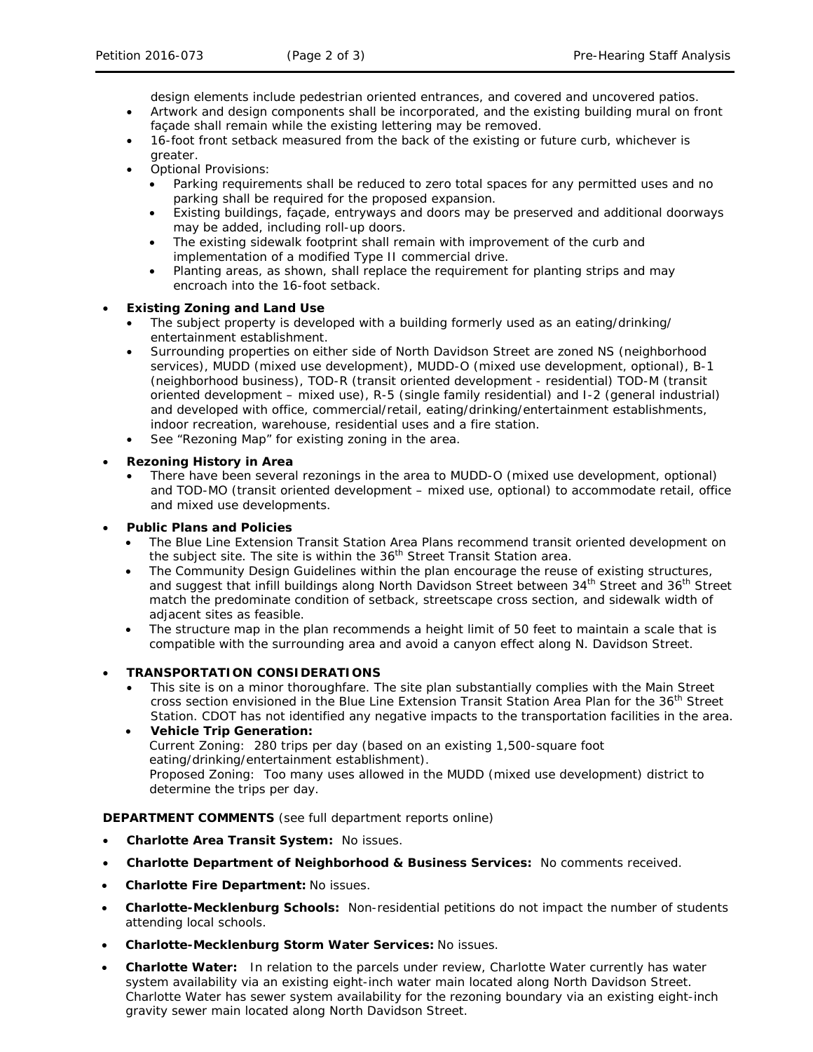design elements include pedestrian oriented entrances, and covered and uncovered patios.
- Artwork and design components shall be incorporated, and the existing building mural on front façade shall remain while the existing lettering may be removed.
- 16-foot front setback measured from the back of the existing or future curb, whichever is greater.
- Optional Provisions:
  - Parking requirements shall be reduced to zero total spaces for any permitted uses and no parking shall be required for the proposed expansion.
  - Existing buildings, façade, entryways and doors may be preserved and additional doorways may be added, including roll-up doors.
  - The existing sidewalk footprint shall remain with improvement of the curb and implementation of a modified Type II commercial drive.
  - Planting areas, as shown, shall replace the requirement for planting strips and may encroach into the 16-foot setback.

- **Existing Zoning and Land Use**
  - The subject property is developed with a building formerly used as an eating/drinking/ entertainment establishment.
  - Surrounding properties on either side of North Davidson Street are zoned NS (neighborhood services), MUDD (mixed use development), MUDD-O (mixed use development, optional), B-1 (neighborhood business), TOD-R (transit oriented development - residential) TOD-M (transit oriented development – mixed use), R-5 (single family residential) and I-2 (general industrial) and developed with office, commercial/retail, eating/drinking/entertainment establishments, indoor recreation, warehouse, residential uses and a fire station.
  - See "Rezoning Map" for existing zoning in the area.

- **Rezoning History in Area**
  - There have been several rezonings in the area to MUDD-O (mixed use development, optional) and TOD-MO (transit oriented development – mixed use, optional) to accommodate retail, office and mixed use developments.

- **Public Plans and Policies**
  - The Blue Line Extension Transit Station Area Plans recommend transit oriented development on the subject site. The site is within the 36th Street Transit Station area.
  - The Community Design Guidelines within the plan encourage the reuse of existing structures, and suggest that infill buildings along North Davidson Street between 34th Street and 36th Street match the predominate condition of setback, streetscape cross section, and sidewalk width of adjacent sites as feasible.
  - The structure map in the plan recommends a height limit of 50 feet to maintain a scale that is compatible with the surrounding area and avoid a canyon effect along N. Davidson Street.

- **TRANSPORTATION CONSIDERATIONS**
  - This site is on a minor thoroughfare. The site plan substantially complies with the Main Street cross section envisioned in the Blue Line Extension Transit Station Area Plan for the 36th Street Station. CDOT has not identified any negative impacts to the transportation facilities in the area.
  - **Vehicle Trip Generation:**
    Current Zoning: 280 trips per day (based on an existing 1,500-square foot eating/drinking/entertainment establishment).
    Proposed Zoning: Too many uses allowed in the MUDD (mixed use development) district to determine the trips per day.

**DEPARTMENT COMMENTS** (see full department reports online)

- **Charlotte Area Transit System:** No issues.
- **Charlotte Department of Neighborhood & Business Services:** No comments received.
- **Charlotte Fire Department:** No issues.
- **Charlotte-Mecklenburg Schools:** Non-residential petitions do not impact the number of students attending local schools.
- **Charlotte-Mecklenburg Storm Water Services:** No issues.
- **Charlotte Water:** In relation to the parcels under review, Charlotte Water currently has water system availability via an existing eight-inch water main located along North Davidson Street. Charlotte Water has sewer system availability for the rezoning boundary via an existing eight-inch gravity sewer main located along North Davidson Street.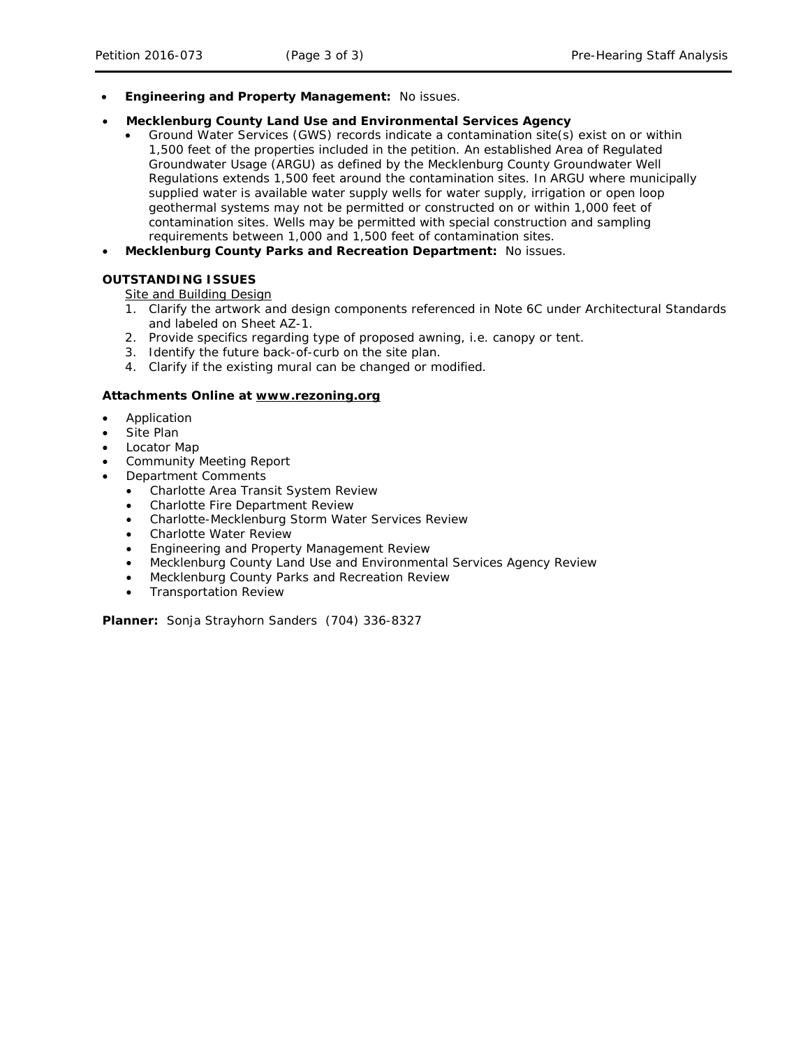- **Engineering and Property Management:** No issues.
- **Mecklenburg County Land Use and Environmental Services Agency**
  - Ground Water Services (GWS) records indicate a contamination site(s) exist on or within 1,500 feet of the properties included in the petition. An established Area of Regulated Groundwater Usage (ARGU) as defined by the Mecklenburg County Groundwater Well Regulations extends 1,500 feet around the contamination sites. In ARGU where municipally supplied water is available water supply wells for water supply, irrigation or open loop geothermal systems may not be permitted or constructed on or within 1,000 feet of contamination sites. Wells may be permitted with special construction and sampling requirements between 1,000 and 1,500 feet of contamination sites.
- **Mecklenburg County Parks and Recreation Department:** No issues.

**OUTSTANDING ISSUES**

Site and Building Design

1. Clarify the artwork and design components referenced in Note 6C under Architectural Standards and labeled on Sheet AZ-1.
2. Provide specifics regarding type of proposed awning, i.e. canopy or tent.
3. Identify the future back-of-curb on the site plan.
4. Clarify if the existing mural can be changed or modified.

**Attachments Online at www.rezoning.org**

- Application
- Site Plan
- Locator Map
- Community Meeting Report
- Department Comments
  - Charlotte Area Transit System Review
  - Charlotte Fire Department Review
  - Charlotte-Mecklenburg Storm Water Services Review
  - Charlotte Water Review
  - Engineering and Property Management Review
  - Mecklenburg County Land Use and Environmental Services Agency Review
  - Mecklenburg County Parks and Recreation Review
  - Transportation Review

**Planner:** Sonja Strayhorn Sanders (704) 336-8327